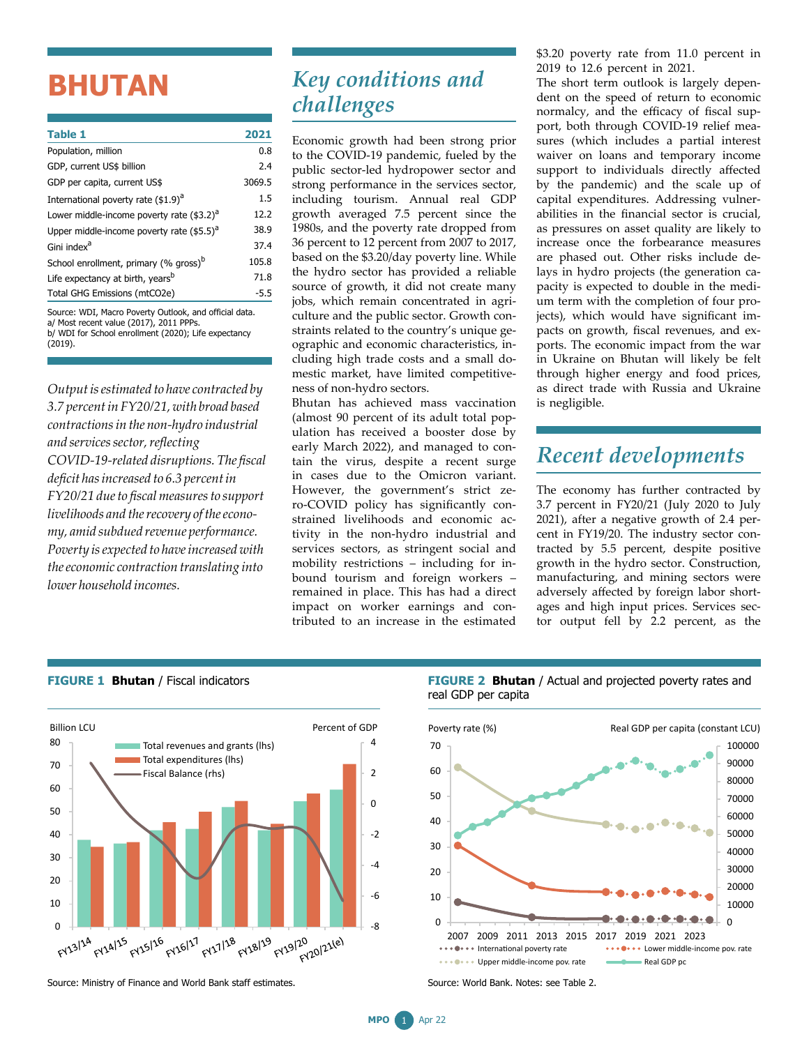# BHUTAN

| Table 1 | 2021 |
|---|---|
| Population, million | 0.8 |
| GDP, current US$ billion | 2.4 |
| GDP per capita, current US$ | 3069.5 |
| International poverty rate ($1.9)[a] | 1.5 |
| Lower middle-income poverty rate ($3.2)[a] | 12.2 |
| Upper middle-income poverty rate ($5.5)[a] | 38.9 |
| Gini index[a] | 37.4 |
| School enrollment, primary (% gross)[b] | 105.8 |
| Life expectancy at birth, years[b] | 71.8 |
| Total GHG Emissions (mtCO2e) | -5.5 |

Source: WDI, Macro Poverty Outlook, and official data.
a/ Most recent value (2017), 2011 PPPs.
b/ WDI for School enrollment (2020); Life expectancy (2019).

*Output is estimated to have contracted by 3.7 percent in FY20/21, with broad based contractions in the non-hydro industrial and services sector, reflecting COVID-19-related disruptions. The fiscal deficit has increased to 6.3 percent in FY20/21 due to fiscal measures to support livelihoods and the recovery of the economy, amid subdued revenue performance. Poverty is expected to have increased with the economic contraction translating into lower household incomes.*

## Key conditions and challenges

Economic growth had been strong prior to the COVID-19 pandemic, fueled by the public sector-led hydropower sector and strong performance in the services sector, including tourism. Annual real GDP growth averaged 7.5 percent since the 1980s, and the poverty rate dropped from 36 percent to 12 percent from 2007 to 2017, based on the $3.20/day poverty line. While the hydro sector has provided a reliable source of growth, it did not create many jobs, which remain concentrated in agriculture and the public sector. Growth constraints related to the country's unique geographic and economic characteristics, including high trade costs and a small domestic market, have limited competitiveness of non-hydro sectors.

Bhutan has achieved mass vaccination (almost 90 percent of its adult total population has received a booster dose by early March 2022), and managed to contain the virus, despite a recent surge in cases due to the Omicron variant. However, the government's strict zero-COVID policy has significantly constrained livelihoods and economic activity in the non-hydro industrial and services sectors, as stringent social and mobility restrictions – including for inbound tourism and foreign workers – remained in place. This has had a direct impact on worker earnings and contributed to an increase in the estimated $3.20 poverty rate from 11.0 percent in 2019 to 12.6 percent in 2021.

The short term outlook is largely dependent on the speed of return to economic normalcy, and the efficacy of fiscal support, both through COVID-19 relief measures (which includes a partial interest waiver on loans and temporary income support to individuals directly affected by the pandemic) and the scale up of capital expenditures. Addressing vulnerabilities in the financial sector is crucial, as pressures on asset quality are likely to increase once the forbearance measures are phased out. Other risks include delays in hydro projects (the generation capacity is expected to double in the medium term with the completion of four projects), which would have significant impacts on growth, fiscal revenues, and exports. The economic impact from the war in Ukraine on Bhutan will likely be felt through higher energy and food prices, as direct trade with Russia and Ukraine is negligible.

## Recent developments

The economy has further contracted by 3.7 percent in FY20/21 (July 2020 to July 2021), after a negative growth of 2.4 percent in FY19/20. The industry sector contracted by 5.5 percent, despite positive growth in the hydro sector. Construction, manufacturing, and mining sectors were adversely affected by foreign labor shortages and high input prices. Services sector output fell by 2.2 percent, as the

**FIGURE 1 Bhutan** / Fiscal indicators

Source: Ministry of Finance and World Bank staff estimates.

**FIGURE 2 Bhutan** / Actual and projected poverty rates and real GDP per capita

Source: World Bank. Notes: see Table 2.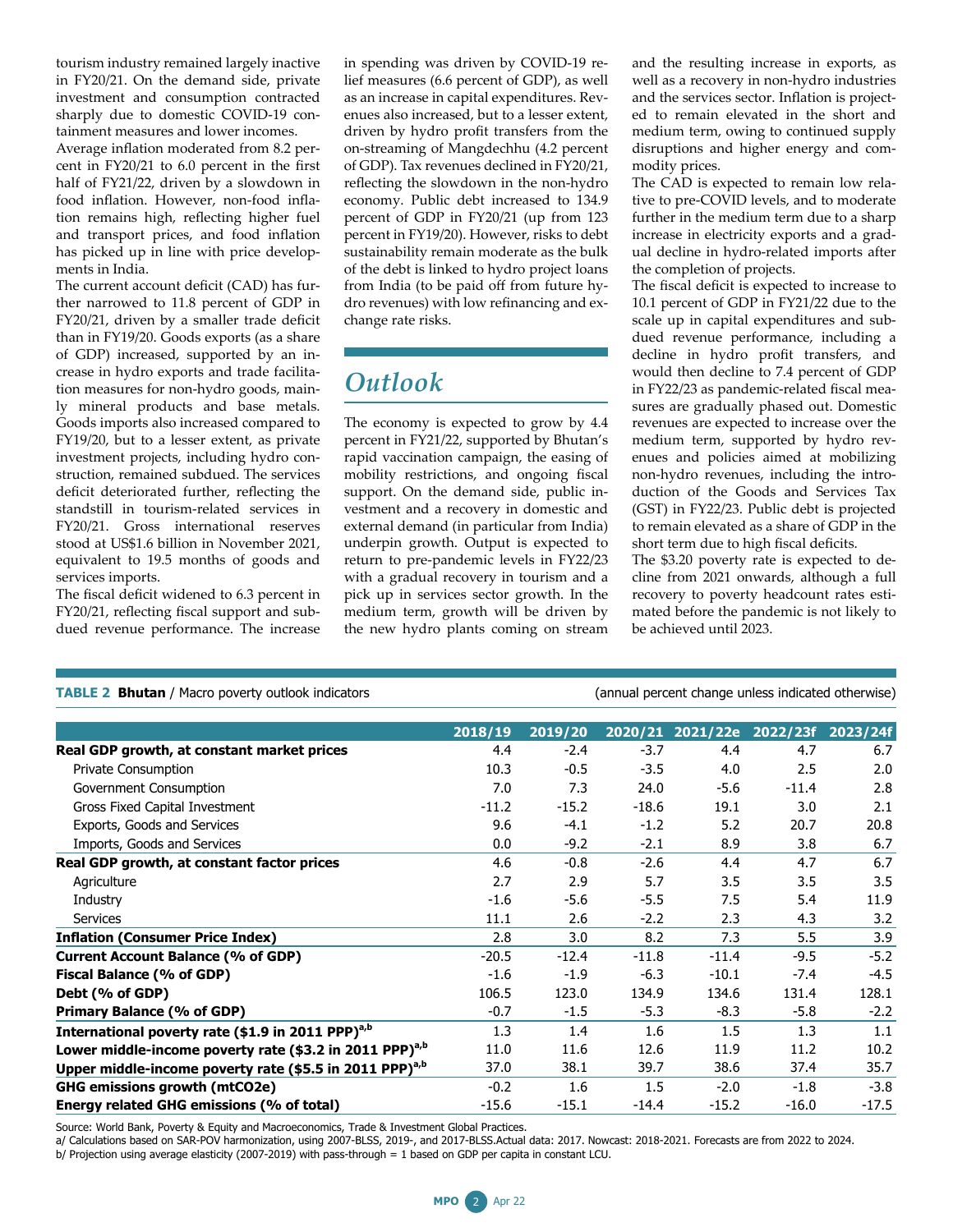tourism industry remained largely inactive in FY20/21. On the demand side, private investment and consumption contracted sharply due to domestic COVID-19 containment measures and lower incomes.

Average inflation moderated from 8.2 percent in FY20/21 to 6.0 percent in the first half of FY21/22, driven by a slowdown in food inflation. However, non-food inflation remains high, reflecting higher fuel and transport prices, and food inflation has picked up in line with price developments in India.

The current account deficit (CAD) has further narrowed to 11.8 percent of GDP in FY20/21, driven by a smaller trade deficit than in FY19/20. Goods exports (as a share of GDP) increased, supported by an increase in hydro exports and trade facilitation measures for non-hydro goods, mainly mineral products and base metals. Goods imports also increased compared to FY19/20, but to a lesser extent, as private investment projects, including hydro construction, remained subdued. The services deficit deteriorated further, reflecting the standstill in tourism-related services in FY20/21. Gross international reserves stood at US$1.6 billion in November 2021, equivalent to 19.5 months of goods and services imports.

The fiscal deficit widened to 6.3 percent in FY20/21, reflecting fiscal support and subdued revenue performance. The increase in spending was driven by COVID-19 relief measures (6.6 percent of GDP), as well as an increase in capital expenditures. Revenues also increased, but to a lesser extent, driven by hydro profit transfers from the on-streaming of Mangdechhu (4.2 percent of GDP). Tax revenues declined in FY20/21, reflecting the slowdown in the non-hydro economy. Public debt increased to 134.9 percent of GDP in FY20/21 (up from 123 percent in FY19/20). However, risks to debt sustainability remain moderate as the bulk of the debt is linked to hydro project loans from India (to be paid off from future hydro revenues) with low refinancing and exchange rate risks.

## *Outlook*

The economy is expected to grow by 4.4 percent in FY21/22, supported by Bhutan's rapid vaccination campaign, the easing of mobility restrictions, and ongoing fiscal support. On the demand side, public investment and a recovery in domestic and external demand (in particular from India) underpin growth. Output is expected to return to pre-pandemic levels in FY22/23 with a gradual recovery in tourism and a pick up in services sector growth. In the medium term, growth will be driven by the new hydro plants coming on stream and the resulting increase in exports, as well as a recovery in non-hydro industries and the services sector. Inflation is projected to remain elevated in the short and medium term, owing to continued supply disruptions and higher energy and commodity prices.

The CAD is expected to remain low relative to pre-COVID levels, and to moderate further in the medium term due to a sharp increase in electricity exports and a gradual decline in hydro-related imports after the completion of projects.

The fiscal deficit is expected to increase to 10.1 percent of GDP in FY21/22 due to the scale up in capital expenditures and subdued revenue performance, including a decline in hydro profit transfers, and would then decline to 7.4 percent of GDP in FY22/23 as pandemic-related fiscal measures are gradually phased out. Domestic revenues are expected to increase over the medium term, supported by hydro revenues and policies aimed at mobilizing non-hydro revenues, including the introduction of the Goods and Services Tax (GST) in FY22/23. Public debt is projected to remain elevated as a share of GDP in the short term due to high fiscal deficits.

The $3.20 poverty rate is expected to decline from 2021 onwards, although a full recovery to poverty headcount rates estimated before the pandemic is not likely to be achieved until 2023.

**TABLE 2 Bhutan** / Macro poverty outlook indicators (annual percent change unless indicated otherwise)

| | 2018/19 | 2019/20 | 2020/21 | 2021/22e | 2022/23f | 2023/24f |
|---|---|---|---|---|---|---|
| **Real GDP growth, at constant market prices** | 4.4 | -2.4 | -3.7 | 4.4 | 4.7 | 6.7 |
| Private Consumption | 10.3 | -0.5 | -3.5 | 4.0 | 2.5 | 2.0 |
| Government Consumption | 7.0 | 7.3 | 24.0 | -5.6 | -11.4 | 2.8 |
| Gross Fixed Capital Investment | -11.2 | -15.2 | -18.6 | 19.1 | 3.0 | 2.1 |
| Exports, Goods and Services | 9.6 | -4.1 | -1.2 | 5.2 | 20.7 | 20.8 |
| Imports, Goods and Services | 0.0 | -9.2 | -2.1 | 8.9 | 3.8 | 6.7 |
| **Real GDP growth, at constant factor prices** | 4.6 | -0.8 | -2.6 | 4.4 | 4.7 | 6.7 |
| Agriculture | 2.7 | 2.9 | 5.7 | 3.5 | 3.5 | 3.5 |
| Industry | -1.6 | -5.6 | -5.5 | 7.5 | 5.4 | 11.9 |
| Services | 11.1 | 2.6 | -2.2 | 2.3 | 4.3 | 3.2 |
| **Inflation (Consumer Price Index)** | 2.8 | 3.0 | 8.2 | 7.3 | 5.5 | 3.9 |
| **Current Account Balance (% of GDP)** | -20.5 | -12.4 | -11.8 | -11.4 | -9.5 | -5.2 |
| **Fiscal Balance (% of GDP)** | -1.6 | -1.9 | -6.3 | -10.1 | -7.4 | -4.5 |
| **Debt (% of GDP)** | 106.5 | 123.0 | 134.9 | 134.6 | 131.4 | 128.1 |
| **Primary Balance (% of GDP)** | -0.7 | -1.5 | -5.3 | -8.3 | -5.8 | -2.2 |
| **International poverty rate ($1.9 in 2011 PPP)[a,b]** | 1.3 | 1.4 | 1.6 | 1.5 | 1.3 | 1.1 |
| **Lower middle-income poverty rate ($3.2 in 2011 PPP)[a,b]** | 11.0 | 11.6 | 12.6 | 11.9 | 11.2 | 10.2 |
| **Upper middle-income poverty rate ($5.5 in 2011 PPP)[a,b]** | 37.0 | 38.1 | 39.7 | 38.6 | 37.4 | 35.7 |
| **GHG emissions growth (mtCO2e)** | -0.2 | 1.6 | 1.5 | -2.0 | -1.8 | -3.8 |
| **Energy related GHG emissions (% of total)** | -15.6 | -15.1 | -14.4 | -15.2 | -16.0 | -17.5 |

Source: World Bank, Poverty & Equity and Macroeconomics, Trade & Investment Global Practices.
a/ Calculations based on SAR-POV harmonization, using 2007-BLSS, 2019-, and 2017-BLSS.Actual data: 2017. Nowcast: 2018-2021. Forecasts are from 2022 to 2024.
b/ Projection using average elasticity (2007-2019) with pass-through = 1 based on GDP per capita in constant LCU.